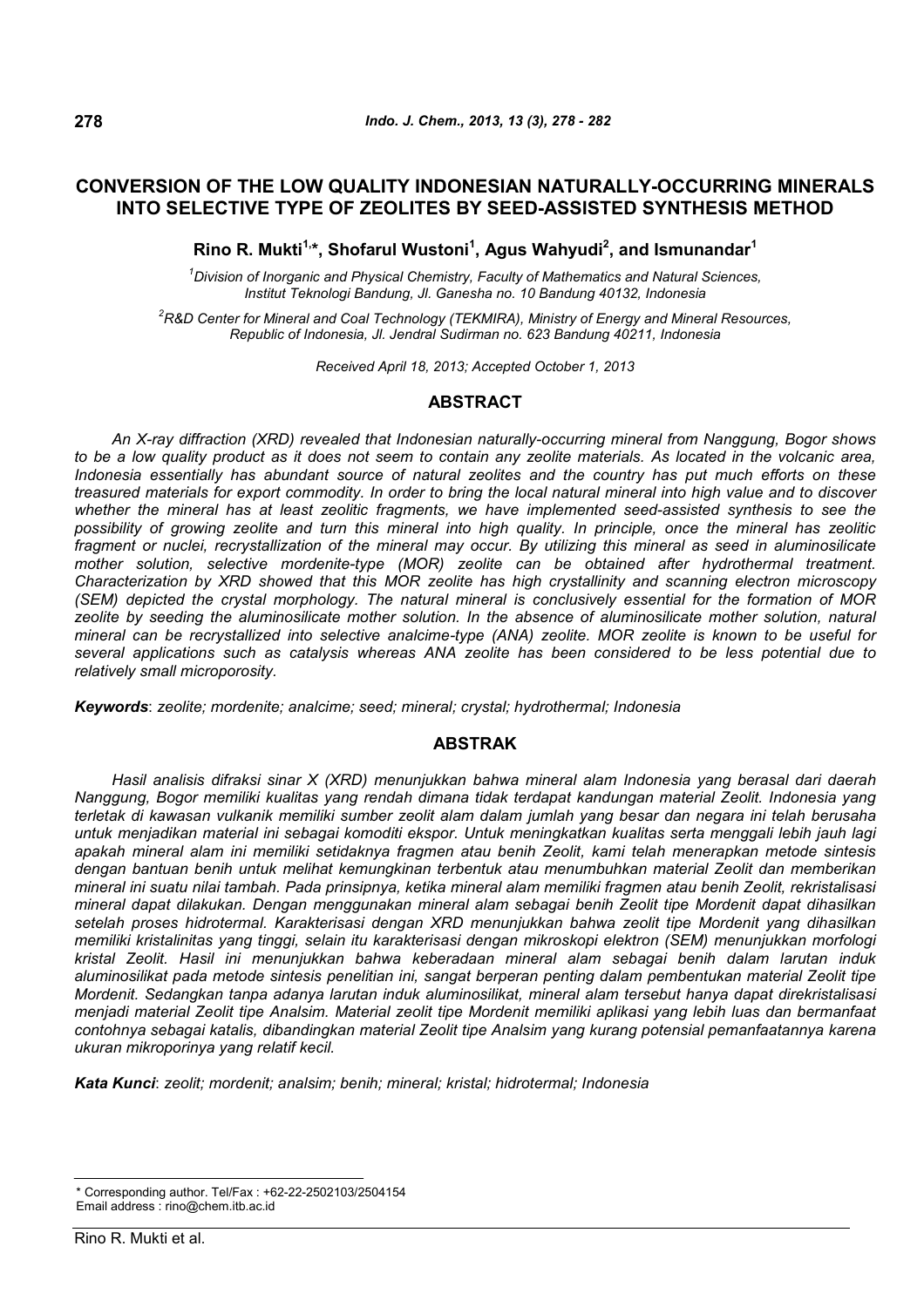# CONVERSION OF THE LOW QUALITY INDONESIAN NATURALLY-OCCURRING MINERALS INTO SELECTIVE TYPE OF ZEOLITES BY SEED-ASSISTED SYNTHESIS METHOD

**Rino R. Mukti[1,*], Shofarul Wustoni[1], Agus Wahyudi[2], and Ismunandar[1]**

[1] *Division of Inorganic and Physical Chemistry, Faculty of Mathematics and Natural Sciences, Institut Teknologi Bandung, Jl. Ganesha no. 10 Bandung 40132, Indonesia*

[2] *R&D Center for Mineral and Coal Technology (TEKMIRA), Ministry of Energy and Mineral Resources, Republic of Indonesia, Jl. Jendral Sudirman no. 623 Bandung 40211, Indonesia*

*Received April 18, 2013; Accepted October 1, 2013*

## ABSTRACT

*An X-ray diffraction (XRD) revealed that Indonesian naturally-occurring mineral from Nanggung, Bogor shows to be a low quality product as it does not seem to contain any zeolite materials. As located in the volcanic area, Indonesia essentially has abundant source of natural zeolites and the country has put much efforts on these treasured materials for export commodity. In order to bring the local natural mineral into high value and to discover whether the mineral has at least zeolitic fragments, we have implemented seed-assisted synthesis to see the possibility of growing zeolite and turn this mineral into high quality. In principle, once the mineral has zeolitic fragment or nuclei, recrystallization of the mineral may occur. By utilizing this mineral as seed in aluminosilicate mother solution, selective mordenite-type (MOR) zeolite can be obtained after hydrothermal treatment. Characterization by XRD showed that this MOR zeolite has high crystallinity and scanning electron microscopy (SEM) depicted the crystal morphology. The natural mineral is conclusively essential for the formation of MOR zeolite by seeding the aluminosilicate mother solution. In the absence of aluminosilicate mother solution, natural mineral can be recrystallized into selective analcime-type (ANA) zeolite. MOR zeolite is known to be useful for several applications such as catalysis whereas ANA zeolite has been considered to be less potential due to relatively small microporosity.*

***Keywords***: *zeolite; mordenite; analcime; seed; mineral; crystal; hydrothermal; Indonesia*

## ABSTRAK

*Hasil analisis difraksi sinar X (XRD) menunjukkan bahwa mineral alam Indonesia yang berasal dari daerah Nanggung, Bogor memiliki kualitas yang rendah dimana tidak terdapat kandungan material Zeolit. Indonesia yang terletak di kawasan vulkanik memiliki sumber zeolit alam dalam jumlah yang besar dan negara ini telah berusaha untuk menjadikan material ini sebagai komoditi ekspor. Untuk meningkatkan kualitas serta menggali lebih jauh lagi apakah mineral alam ini memiliki setidaknya fragmen atau benih Zeolit, kami telah menerapkan metode sintesis dengan bantuan benih untuk melihat kemungkinan terbentuk atau menumbuhkan material Zeolit dan memberikan mineral ini suatu nilai tambah. Pada prinsipnya, ketika mineral alam memiliki fragmen atau benih Zeolit, rekristalisasi mineral dapat dilakukan. Dengan menggunakan mineral alam sebagai benih Zeolit tipe Mordenit dapat dihasilkan setelah proses hidrotermal. Karakterisasi dengan XRD menunjukkan bahwa zeolit tipe Mordenit yang dihasilkan memiliki kristalinitas yang tinggi, selain itu karakterisasi dengan mikroskopi elektron (SEM) menunjukkan morfologi kristal Zeolit. Hasil ini menunjukkan bahwa keberadaan mineral alam sebagai benih dalam larutan induk aluminosilikat pada metode sintesis penelitian ini, sangat berperan penting dalam pembentukan material Zeolit tipe Mordenit. Sedangkan tanpa adanya larutan induk aluminosilikat, mineral alam tersebut hanya dapat direkristalisasi menjadi material Zeolit tipe Analsim. Material zeolit tipe Mordenit memiliki aplikasi yang lebih luas dan bermanfaat contohnya sebagai katalis, dibandingkan material Zeolit tipe Analsim yang kurang potensial pemanfaatannya karena ukuran mikroporinya yang relatif kecil.*

***Kata Kunci***: *zeolit; mordenit; analsim; benih; mineral; kristal; hidrotermal; Indonesia*

---

\* Corresponding author. Tel/Fax : +62-22-2502103/2504154
Email address : rino@chem.itb.ac.id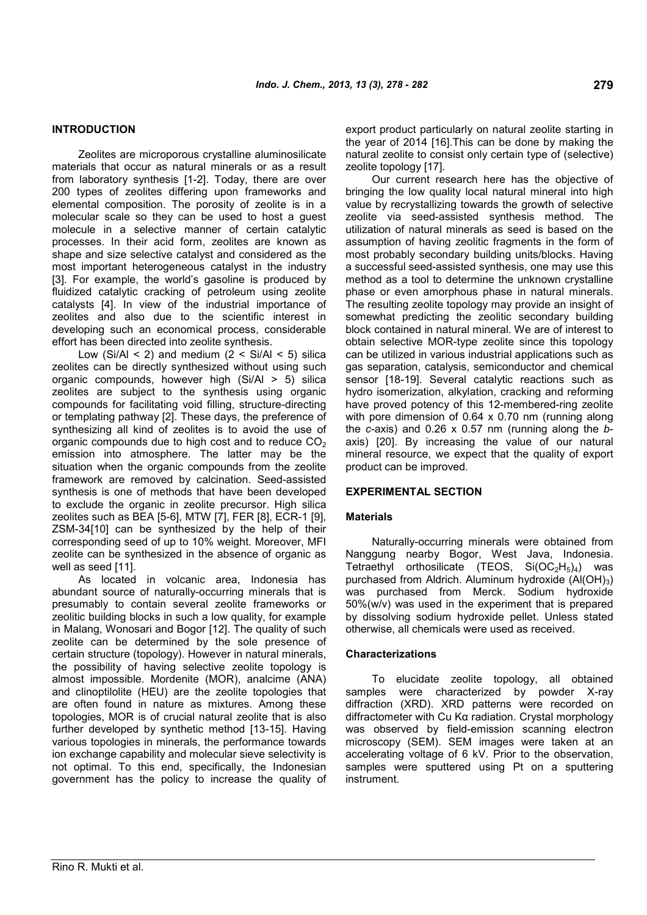## INTRODUCTION

Zeolites are microporous crystalline aluminosilicate materials that occur as natural minerals or as a result from laboratory synthesis [1-2]. Today, there are over 200 types of zeolites differing upon frameworks and elemental composition. The porosity of zeolite is in a molecular scale so they can be used to host a guest molecule in a selective manner of certain catalytic processes. In their acid form, zeolites are known as shape and size selective catalyst and considered as the most important heterogeneous catalyst in the industry [3]. For example, the world's gasoline is produced by fluidized catalytic cracking of petroleum using zeolite catalysts [4]. In view of the industrial importance of zeolites and also due to the scientific interest in developing such an economical process, considerable effort has been directed into zeolite synthesis.

Low (Si/Al < 2) and medium (2 < Si/Al < 5) silica zeolites can be directly synthesized without using such organic compounds, however high (Si/Al > 5) silica zeolites are subject to the synthesis using organic compounds for facilitating void filling, structure-directing or templating pathway [2]. These days, the preference of synthesizing all kind of zeolites is to avoid the use of organic compounds due to high cost and to reduce $CO_2$ emission into atmosphere. The latter may be the situation when the organic compounds from the zeolite framework are removed by calcination. Seed-assisted synthesis is one of methods that have been developed to exclude the organic in zeolite precursor. High silica zeolites such as BEA [5-6], MTW [7], FER [8], ECR-1 [9], ZSM-34[10] can be synthesized by the help of their corresponding seed of up to 10% weight. Moreover, MFI zeolite can be synthesized in the absence of organic as well as seed [11].

As located in volcanic area, Indonesia has abundant source of naturally-occurring minerals that is presumably to contain several zeolite frameworks or zeolitic building blocks in such a low quality, for example in Malang, Wonosari and Bogor [12]. The quality of such zeolite can be determined by the sole presence of certain structure (topology). However in natural minerals, the possibility of having selective zeolite topology is almost impossible. Mordenite (MOR), analcime (ANA) and clinoptilolite (HEU) are the zeolite topologies that are often found in nature as mixtures. Among these topologies, MOR is of crucial natural zeolite that is also further developed by synthetic method [13-15]. Having various topologies in minerals, the performance towards ion exchange capability and molecular sieve selectivity is not optimal. To this end, specifically, the Indonesian government has the policy to increase the quality of export product particularly on natural zeolite starting in the year of 2014 [16].This can be done by making the natural zeolite to consist only certain type of (selective) zeolite topology [17].

Our current research here has the objective of bringing the low quality local natural mineral into high value by recrystallizing towards the growth of selective zeolite via seed-assisted synthesis method. The utilization of natural minerals as seed is based on the assumption of having zeolitic fragments in the form of most probably secondary building units/blocks. Having a successful seed-assisted synthesis, one may use this method as a tool to determine the unknown crystalline phase or even amorphous phase in natural minerals. The resulting zeolite topology may provide an insight of somewhat predicting the zeolitic secondary building block contained in natural mineral. We are of interest to obtain selective MOR-type zeolite since this topology can be utilized in various industrial applications such as gas separation, catalysis, semiconductor and chemical sensor [18-19]. Several catalytic reactions such as hydro isomerization, alkylation, cracking and reforming have proved potency of this 12-membered-ring zeolite with pore dimension of 0.64 x 0.70 nm (running along the *c*-axis) and 0.26 x 0.57 nm (running along the *b*-axis) [20]. By increasing the value of our natural mineral resource, we expect that the quality of export product can be improved.

## EXPERIMENTAL SECTION

### Materials

Naturally-occurring minerals were obtained from Nanggung nearby Bogor, West Java, Indonesia. Tetraethyl orthosilicate (TEOS, $Si(OC_2H_5)_4$) was purchased from Aldrich. Aluminum hydroxide ($Al(OH)_3$) was purchased from Merck. Sodium hydroxide 50%(w/v) was used in the experiment that is prepared by dissolving sodium hydroxide pellet. Unless stated otherwise, all chemicals were used as received.

### Characterizations

To elucidate zeolite topology, all obtained samples were characterized by powder X-ray diffraction (XRD). XRD patterns were recorded on diffractometer with Cu Kα radiation. Crystal morphology was observed by field-emission scanning electron microscopy (SEM). SEM images were taken at an accelerating voltage of 6 kV. Prior to the observation, samples were sputtered using Pt on a sputtering instrument.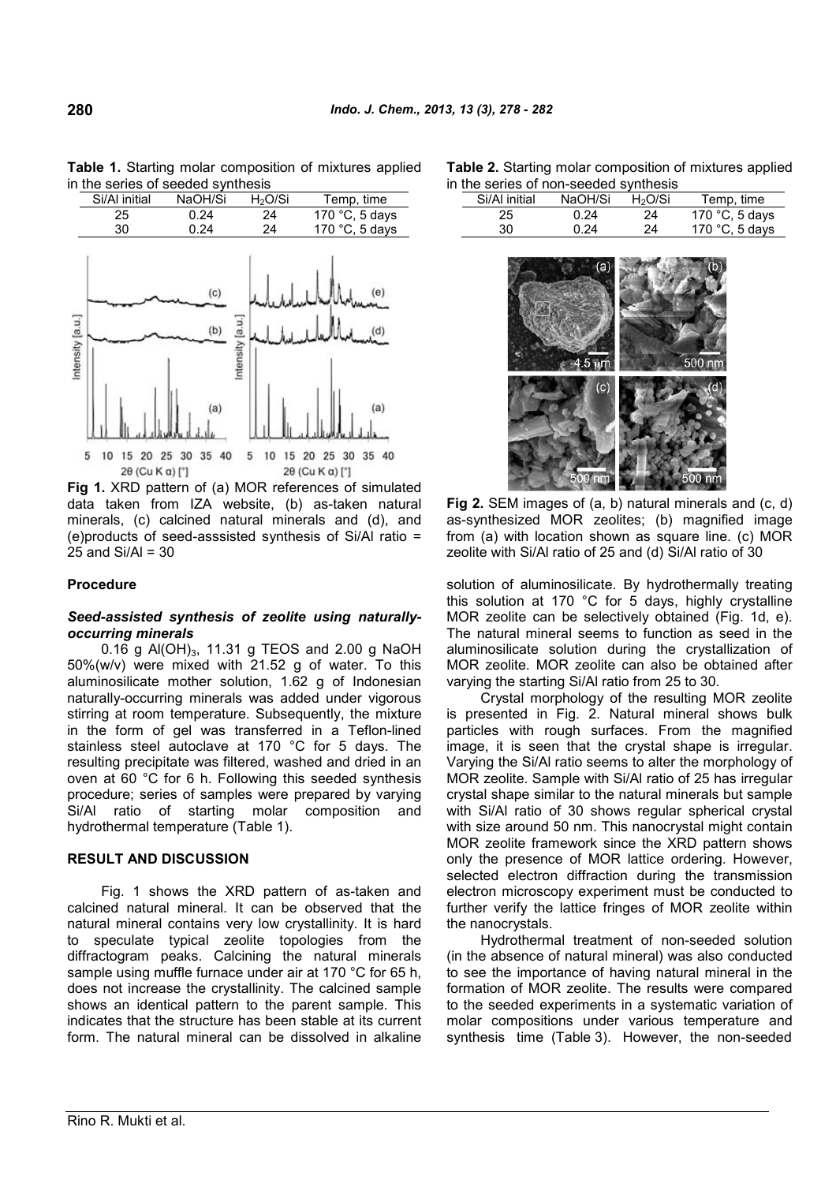**Table 1.** Starting molar composition of mixtures applied in the series of seeded synthesis

| Si/Al initial | NaOH/Si | $H_2O$/Si | Temp, time |
|---|---|---|---|
| 25 | 0.24 | 24 | 170 °C, 5 days |
| 30 | 0.24 | 24 | 170 °C, 5 days |

**Fig 1.** XRD pattern of (a) MOR references of simulated data taken from IZA website, (b) as-taken natural minerals, (c) calcined natural minerals and (d), and (e)products of seed-asssisted synthesis of Si/Al ratio = 25 and Si/Al = 30

### Procedure

#### *Seed-assisted synthesis of zeolite using naturally-occurring minerals*

0.16 g $Al(OH)_3$, 11.31 g TEOS and 2.00 g NaOH 50%(w/v) were mixed with 21.52 g of water. To this aluminosilicate mother solution, 1.62 g of Indonesian naturally-occurring minerals was added under vigorous stirring at room temperature. Subsequently, the mixture in the form of gel was transferred in a Teflon-lined stainless steel autoclave at 170 °C for 5 days. The resulting precipitate was filtered, washed and dried in an oven at 60 °C for 6 h. Following this seeded synthesis procedure; series of samples were prepared by varying Si/Al ratio of starting molar composition and hydrothermal temperature (Table 1).

## RESULT AND DISCUSSION

Fig. 1 shows the XRD pattern of as-taken and calcined natural mineral. It can be observed that the natural mineral contains very low crystallinity. It is hard to speculate typical zeolite topologies from the diffractogram peaks. Calcining the natural minerals sample using muffle furnace under air at 170 °C for 65 h, does not increase the crystallinity. The calcined sample shows an identical pattern to the parent sample. This indicates that the structure has been stable at its current form. The natural mineral can be dissolved in alkaline solution of aluminosilicate. By hydrothermally treating this solution at 170 °C for 5 days, highly crystalline MOR zeolite can be selectively obtained (Fig. 1d, e). The natural mineral seems to function as seed in the aluminosilicate solution during the crystallization of MOR zeolite. MOR zeolite can also be obtained after varying the starting Si/Al ratio from 25 to 30.

**Table 2.** Starting molar composition of mixtures applied in the series of non-seeded synthesis

| Si/Al initial | NaOH/Si | $H_2O$/Si | Temp, time |
|---|---|---|---|
| 25 | 0.24 | 24 | 170 °C, 5 days |
| 30 | 0.24 | 24 | 170 °C, 5 days |

**Fig 2.** SEM images of (a, b) natural minerals and (c, d) as-synthesized MOR zeolites; (b) magnified image from (a) with location shown as square line. (c) MOR zeolite with Si/Al ratio of 25 and (d) Si/Al ratio of 30

Crystal morphology of the resulting MOR zeolite is presented in Fig. 2. Natural mineral shows bulk particles with rough surfaces. From the magnified image, it is seen that the crystal shape is irregular. Varying the Si/Al ratio seems to alter the morphology of MOR zeolite. Sample with Si/Al ratio of 25 has irregular crystal shape similar to the natural minerals but sample with Si/Al ratio of 30 shows regular spherical crystal with size around 50 nm. This nanocrystal might contain MOR zeolite framework since the XRD pattern shows only the presence of MOR lattice ordering. However, selected electron diffraction during the transmission electron microscopy experiment must be conducted to further verify the lattice fringes of MOR zeolite within the nanocrystals.

Hydrothermal treatment of non-seeded solution (in the absence of natural mineral) was also conducted to see the importance of having natural mineral in the formation of MOR zeolite. The results were compared to the seeded experiments in a systematic variation of molar compositions under various temperature and synthesis time (Table 3). However, the non-seeded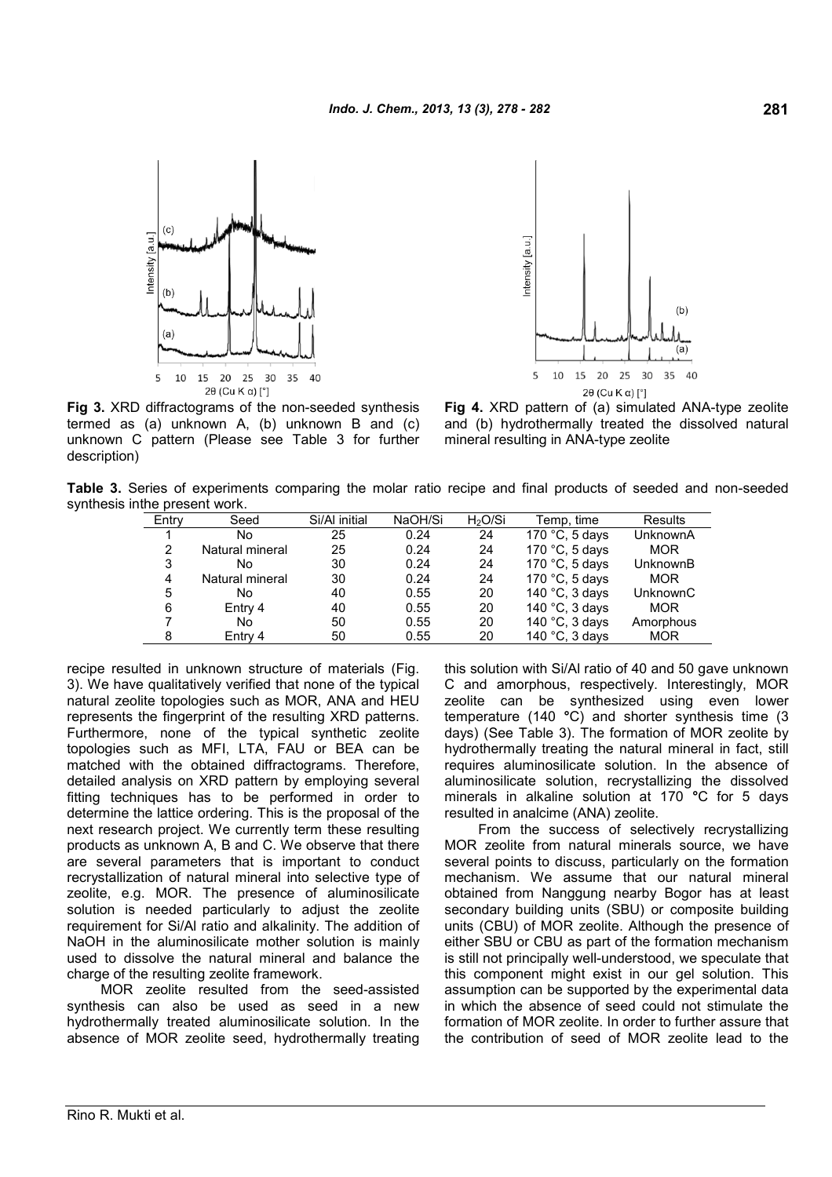**Fig 3.** XRD diffractograms of the non-seeded synthesis termed as (a) unknown A, (b) unknown B and (c) unknown C pattern (Please see Table 3 for further description)

**Fig 4.** XRD pattern of (a) simulated ANA-type zeolite and (b) hydrothermally treated the dissolved natural mineral resulting in ANA-type zeolite

**Table 3.** Series of experiments comparing the molar ratio recipe and final products of seeded and non-seeded synthesis inthe present work.

| Entry | Seed | Si/Al initial | NaOH/Si | $H_2O$/Si | Temp, time | Results |
|---|---|---|---|---|---|---|
| 1 | No | 25 | 0.24 | 24 | 170 °C, 5 days | UnknownA |
| 2 | Natural mineral | 25 | 0.24 | 24 | 170 °C, 5 days | MOR |
| 3 | No | 30 | 0.24 | 24 | 170 °C, 5 days | UnknownB |
| 4 | Natural mineral | 30 | 0.24 | 24 | 170 °C, 5 days | MOR |
| 5 | No | 40 | 0.55 | 20 | 140 °C, 3 days | UnknownC |
| 6 | Entry 4 | 40 | 0.55 | 20 | 140 °C, 3 days | MOR |
| 7 | No | 50 | 0.55 | 20 | 140 °C, 3 days | Amorphous |
| 8 | Entry 4 | 50 | 0.55 | 20 | 140 °C, 3 days | MOR |

recipe resulted in unknown structure of materials (Fig. 3). We have qualitatively verified that none of the typical natural zeolite topologies such as MOR, ANA and HEU represents the fingerprint of the resulting XRD patterns. Furthermore, none of the typical synthetic zeolite topologies such as MFI, LTA, FAU or BEA can be matched with the obtained diffractograms. Therefore, detailed analysis on XRD pattern by employing several fitting techniques has to be performed in order to determine the lattice ordering. This is the proposal of the next research project. We currently term these resulting products as unknown A, B and C. We observe that there are several parameters that is important to conduct recrystallization of natural mineral into selective type of zeolite, e.g. MOR. The presence of aluminosilicate solution is needed particularly to adjust the zeolite requirement for Si/Al ratio and alkalinity. The addition of NaOH in the aluminosilicate mother solution is mainly used to dissolve the natural mineral and balance the charge of the resulting zeolite framework.

MOR zeolite resulted from the seed-assisted synthesis can also be used as seed in a new hydrothermally treated aluminosilicate solution. In the absence of MOR zeolite seed, hydrothermally treating this solution with Si/Al ratio of 40 and 50 gave unknown C and amorphous, respectively. Interestingly, MOR zeolite can be synthesized using even lower temperature (140 °C) and shorter synthesis time (3 days) (See Table 3). The formation of MOR zeolite by hydrothermally treating the natural mineral in fact, still requires aluminosilicate solution. In the absence of aluminosilicate solution, recrystallizing the dissolved minerals in alkaline solution at 170 °C for 5 days resulted in analcime (ANA) zeolite.

From the success of selectively recrystallizing MOR zeolite from natural minerals source, we have several points to discuss, particularly on the formation mechanism. We assume that our natural mineral obtained from Nanggung nearby Bogor has at least secondary building units (SBU) or composite building units (CBU) of MOR zeolite. Although the presence of either SBU or CBU as part of the formation mechanism is still not principally well-understood, we speculate that this component might exist in our gel solution. This assumption can be supported by the experimental data in which the absence of seed could not stimulate the formation of MOR zeolite. In order to further assure that the contribution of seed of MOR zeolite lead to the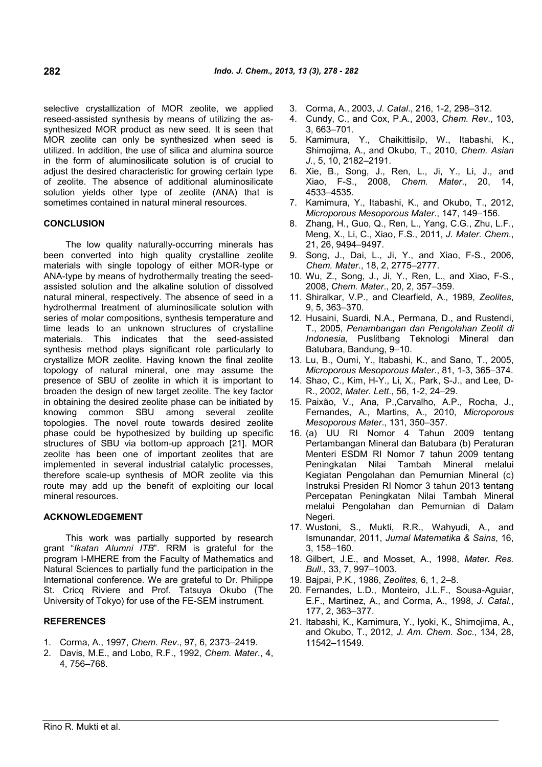selective crystallization of MOR zeolite, we applied reseed-assisted synthesis by means of utilizing the as-synthesized MOR product as new seed. It is seen that MOR zeolite can only be synthesized when seed is utilized. In addition, the use of silica and alumina source in the form of aluminosilicate solution is of crucial to adjust the desired characteristic for growing certain type of zeolite. The absence of additional aluminosilicate solution yields other type of zeolite (ANA) that is sometimes contained in natural mineral resources.

## CONCLUSION

The low quality naturally-occurring minerals has been converted into high quality crystalline zeolite materials with single topology of either MOR-type or ANA-type by means of hydrothermally treating the seed-assisted solution and the alkaline solution of dissolved natural mineral, respectively. The absence of seed in a hydrothermal treatment of aluminosilicate solution with series of molar compositions, synthesis temperature and time leads to an unknown structures of crystalline materials. This indicates that the seed-assisted synthesis method plays significant role particularly to crystallize MOR zeolite. Having known the final zeolite topology of natural mineral, one may assume the presence of SBU of zeolite in which it is important to broaden the design of new target zeolite. The key factor in obtaining the desired zeolite phase can be initiated by knowing common SBU among several zeolite topologies. The novel route towards desired zeolite phase could be hypothesized by building up specific structures of SBU via bottom-up approach [21]. MOR zeolite has been one of important zeolites that are implemented in several industrial catalytic processes, therefore scale-up synthesis of MOR zeolite via this route may add up the benefit of exploiting our local mineral resources.

## ACKNOWLEDGEMENT

This work was partially supported by research grant "*Ikatan Alumni ITB*". RRM is grateful for the program I-MHERE from the Faculty of Mathematics and Natural Sciences to partially fund the participation in the International conference. We are grateful to Dr. Philippe St. Cricq Riviere and Prof. Tatsuya Okubo (The University of Tokyo) for use of the FE-SEM instrument.

## REFERENCES

1. Corma, A., 1997, *Chem. Rev*., 97, 6, 2373–2419.
2. Davis, M.E., and Lobo, R.F., 1992, *Chem. Mater*., 4, 4, 756–768.
3. Corma, A., 2003, *J. Catal*., 216, 1-2, 298–312.
4. Cundy, C., and Cox, P.A., 2003, *Chem. Rev*., 103, 3, 663–701.
5. Kamimura, Y., Chaikittisilp, W., Itabashi, K., Shimojima, A., and Okubo, T., 2010, *Chem. Asian J*., 5, 10, 2182–2191.
6. Xie, B., Song, J., Ren, L., Ji, Y., Li, J., and Xiao, F-S., 2008, *Chem. Mater*., 20, 14, 4533–4535.
7. Kamimura, Y., Itabashi, K., and Okubo, T., 2012, *Microporous Mesoporous Mater*., 147, 149–156.
8. Zhang, H., Guo, Q., Ren, L., Yang, C.G., Zhu, L.F., Meng, X., Li, C., Xiao, F.S., 2011, *J. Mater. Chem*., 21, 26, 9494–9497.
9. Song, J., Dai, L., Ji, Y., and Xiao, F-S., 2006, *Chem. Mater*., 18, 2, 2775–2777.
10. Wu, Z., Song, J., Ji, Y., Ren, L., and Xiao, F-S., 2008, *Chem. Mater*., 20, 2, 357–359.
11. Shiralkar, V.P., and Clearfield, A., 1989, *Zeolites*, 9, 5, 363–370.
12. Husaini, Suardi, N.A., Permana, D., and Rustendi, T., 2005, *Penambangan dan Pengolahan Zeolit di Indonesia,* Puslitbang Teknologi Mineral dan Batubara, Bandung, 9–10.
13. Lu, B., Oumi, Y., Itabashi, K., and Sano, T., 2005, *Microporous Mesoporous Mater*., 81, 1-3, 365–374.
14. Shao, C., Kim, H-Y., Li, X., Park, S-J., and Lee, D-R., 2002, *Mater. Lett*., 56, 1-2, 24–29.
15. Paixão, V., Ana, P.,Carvalho, A.P., Rocha, J., Fernandes, A., Martins, A., 2010, *Microporous Mesoporous Mater*., 131, 350–357.
16. (a) UU RI Nomor 4 Tahun 2009 tentang Pertambangan Mineral dan Batubara (b) Peraturan Menteri ESDM RI Nomor 7 tahun 2009 tentang Peningkatan Nilai Tambah Mineral melalui Kegiatan Pengolahan dan Pemurnian Mineral (c) Instruksi Presiden RI Nomor 3 tahun 2013 tentang Percepatan Peningkatan Nilai Tambah Mineral melalui Pengolahan dan Pemurnian di Dalam Negeri.
17. Wustoni, S., Mukti, R.R., Wahyudi, A., and Ismunandar, 2011, *Jurnal Matematika & Sains*, 16, 3, 158–160.
18. Gilbert, J.E., and Mosset, A., 1998, *Mater. Res. Bull*., 33, 7, 997–1003.
19. Bajpai, P.K., 1986, *Zeolites*, 6, 1, 2–8.
20. Fernandes, L.D., Monteiro, J.L.F., Sousa-Aguiar, E.F., Martinez, A., and Corma, A., 1998, *J. Catal*., 177, 2, 363–377.
21. Itabashi, K., Kamimura, Y., Iyoki, K., Shimojima, A., and Okubo, T., 2012, *J. Am. Chem. Soc*., 134, 28, 11542–11549.